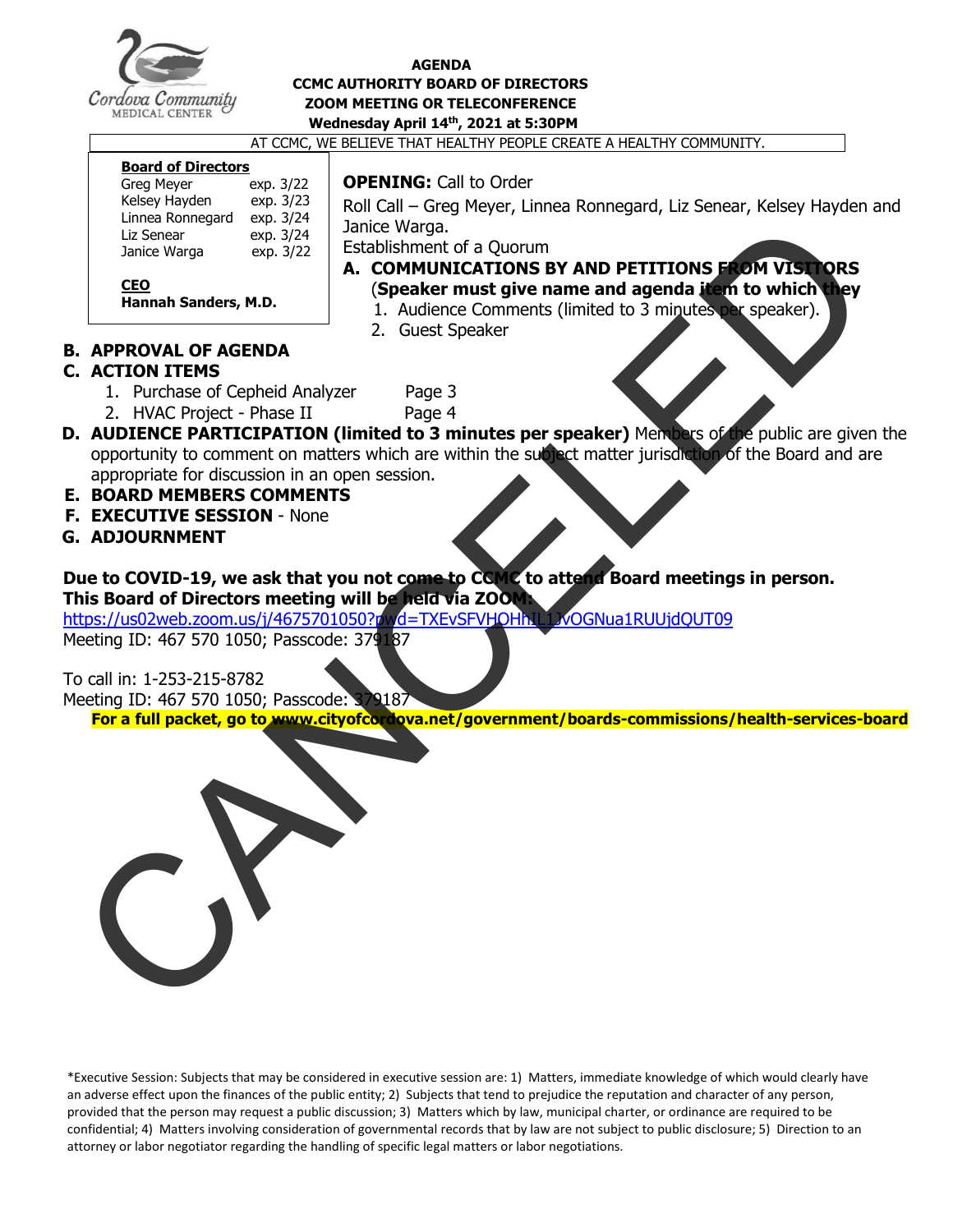**AGENDA**
**CCMC AUTHORITY BOARD OF DIRECTORS**
**ZOOM MEETING OR TELECONFERENCE**
**Wednesday April 14th, 2021 at 5:30PM**

AT CCMC, WE BELIEVE THAT HEALTHY PEOPLE CREATE A HEALTHY COMMUNITY.

**Board of Directors**

| | |
|---|---|
| Greg Meyer | exp. 3/22 |
| Kelsey Hayden | exp. 3/23 |
| Linnea Ronnegard | exp. 3/24 |
| Liz Senear | exp. 3/24 |
| Janice Warga | exp. 3/22 |

**CEO**
**Hannah Sanders, M.D.**

**OPENING:** Call to Order

Roll Call – Greg Meyer, Linnea Ronnegard, Liz Senear, Kelsey Hayden and Janice Warga.

Establishment of a Quorum

**A. COMMUNICATIONS BY AND PETITIONS FROM VISITORS (Speaker must give name and agenda item to which they**
1. Audience Comments (limited to 3 minutes per speaker).
2. Guest Speaker

**B. APPROVAL OF AGENDA**

**C. ACTION ITEMS**
1. Purchase of Cepheid Analyzer — Page 3
2. HVAC Project - Phase II — Page 4

**D. AUDIENCE PARTICIPATION (limited to 3 minutes per speaker)** Members of the public are given the opportunity to comment on matters which are within the subject matter jurisdiction of the Board and are appropriate for discussion in an open session.

**E. BOARD MEMBERS COMMENTS**

**F. EXECUTIVE SESSION** - None

**G. ADJOURNMENT**

**Due to COVID-19, we ask that you not come to CCMC to attend Board meetings in person. This Board of Directors meeting will be held via ZOOM:**

https://us02web.zoom.us/j/4675701050?pwd=TXEvSFVHOHhIL1JvOGNua1RUUjdQUT09

Meeting ID: 467 570 1050; Passcode: 379187

To call in: 1-253-215-8782

Meeting ID: 467 570 1050; Passcode: 379187

**For a full packet, go to www.cityofcordova.net/government/boards-commissions/health-services-board**

CANCELED

*Executive Session: Subjects that may be considered in executive session are: 1) Matters, immediate knowledge of which would clearly have an adverse effect upon the finances of the public entity; 2) Subjects that tend to prejudice the reputation and character of any person, provided that the person may request a public discussion; 3) Matters which by law, municipal charter, or ordinance are required to be confidential; 4) Matters involving consideration of governmental records that by law are not subject to public disclosure; 5) Direction to an attorney or labor negotiator regarding the handling of specific legal matters or labor negotiations.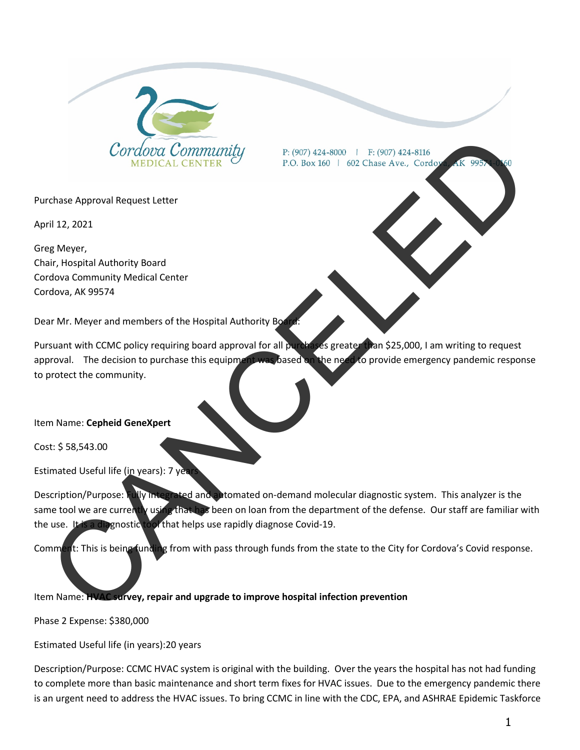Cordova Community MEDICAL CENTER

P: (907) 424-8000 | F: (907) 424-8116
P.O. Box 160 | 602 Chase Ave., Cordova, AK 99574-0160

CANCELED

Purchase Approval Request Letter

April 12, 2021

Greg Meyer,
Chair, Hospital Authority Board
Cordova Community Medical Center
Cordova, AK 99574

Dear Mr. Meyer and members of the Hospital Authority Board:

Pursuant with CCMC policy requiring board approval for all purchases greater than $25,000, I am writing to request approval. The decision to purchase this equipment was based on the need to provide emergency pandemic response to protect the community.

Item Name: **Cepheid GeneXpert**

Cost: $ 58,543.00

Estimated Useful life (in years): 7 years

Description/Purpose: Fully integrated and automated on-demand molecular diagnostic system. This analyzer is the same tool we are currently using that has been on loan from the department of the defense. Our staff are familiar with the use. It is a diagnostic tool that helps use rapidly diagnose Covid-19.

Comment: This is being funding from with pass through funds from the state to the City for Cordova's Covid response.

Item Name: **HVAC survey, repair and upgrade to improve hospital infection prevention**

Phase 2 Expense: $380,000

Estimated Useful life (in years):20 years

Description/Purpose: CCMC HVAC system is original with the building. Over the years the hospital has not had funding to complete more than basic maintenance and short term fixes for HVAC issues. Due to the emergency pandemic there is an urgent need to address the HVAC issues. To bring CCMC in line with the CDC, EPA, and ASHRAE Epidemic Taskforce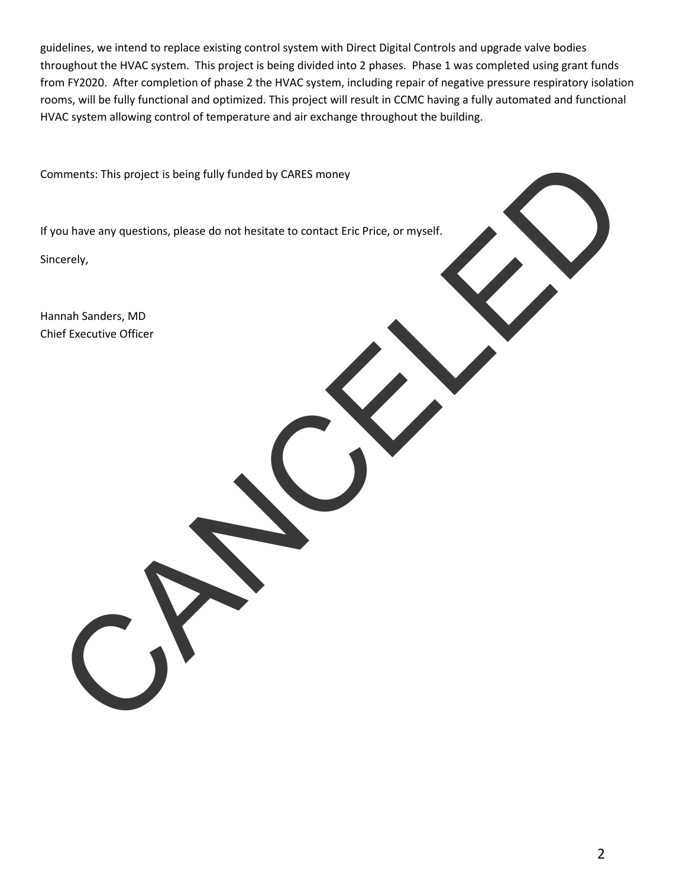guidelines, we intend to replace existing control system with Direct Digital Controls and upgrade valve bodies throughout the HVAC system. This project is being divided into 2 phases. Phase 1 was completed using grant funds from FY2020. After completion of phase 2 the HVAC system, including repair of negative pressure respiratory isolation rooms, will be fully functional and optimized. This project will result in CCMC having a fully automated and functional HVAC system allowing control of temperature and air exchange throughout the building.

Comments: This project is being fully funded by CARES money

If you have any questions, please do not hesitate to contact Eric Price, or myself.

Sincerely,

Hannah Sanders, MD
Chief Executive Officer

CANCELED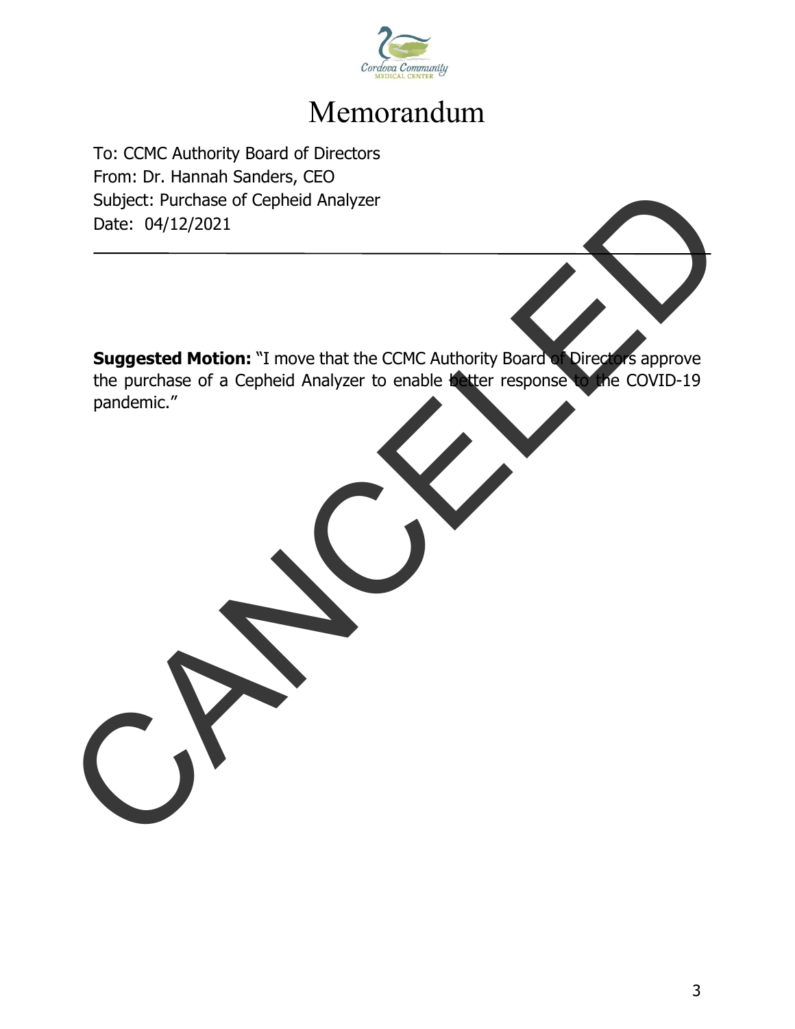Cordova Community MEDICAL CENTER

# Memorandum

To: CCMC Authority Board of Directors
From: Dr. Hannah Sanders, CEO
Subject: Purchase of Cepheid Analyzer
Date: 04/12/2021

---

**Suggested Motion:** "I move that the CCMC Authority Board of Directors approve the purchase of a Cepheid Analyzer to enable better response to the COVID-19 pandemic."

CANCELED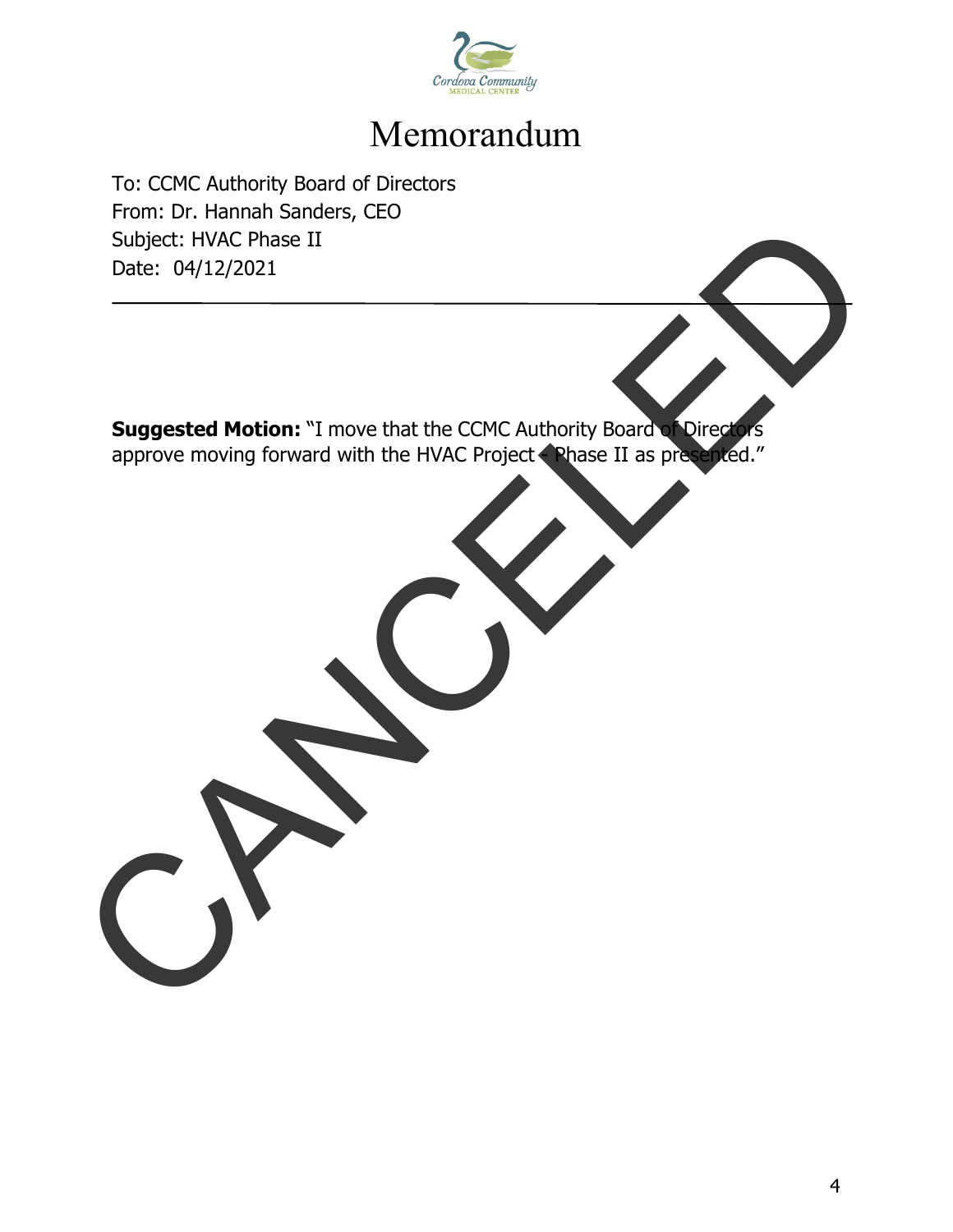# Memorandum

To: CCMC Authority Board of Directors
From: Dr. Hannah Sanders, CEO
Subject: HVAC Phase II
Date: 04/12/2021

---

**Suggested Motion:** "I move that the CCMC Authority Board of Directors approve moving forward with the HVAC Project - Phase II as presented."

CANCELED